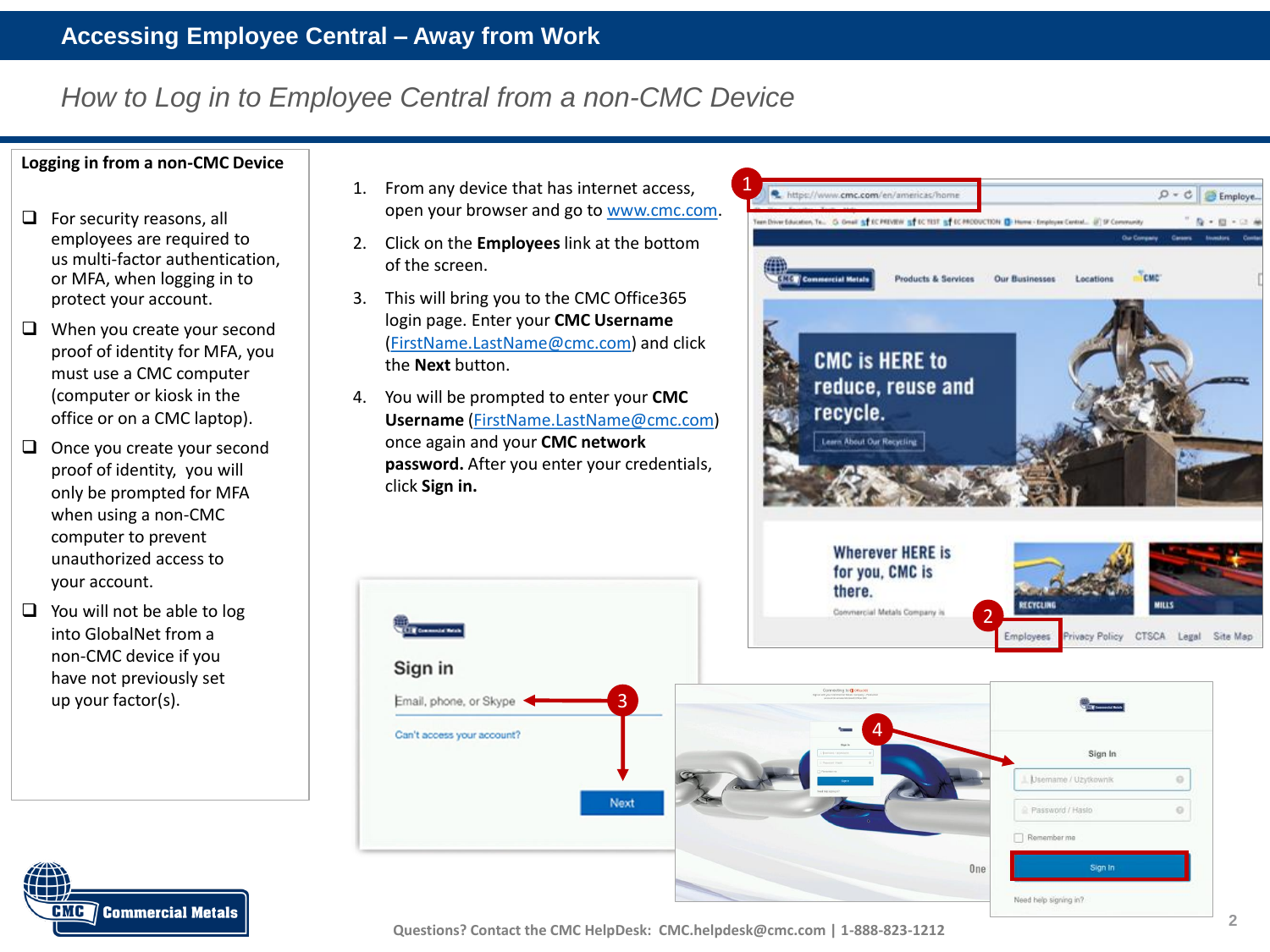# Accessing Employee Central – Away from Work

## *How to Log in to Employee Central from a non-CMC Device*

### Logging in from a non-CMC Device

- ❑ For security reasons, all employees are required to us multi-factor authentication, or MFA, when logging in to protect your account.
- ❑ When you create your second proof of identity for MFA, you must use a CMC computer (computer or kiosk in the office or on a CMC laptop).
- ❑ Once you create your second proof of identity, you will only be prompted for MFA when using a non-CMC computer to prevent unauthorized access to your account.
- ❑ You will not be able to log into GlobalNet from a non-CMC device if you have not previously set up your factor(s).

1. From any device that has internet access, open your browser and go to www.cmc.com.
2. Click on the **Employees** link at the bottom of the screen.
3. This will bring you to the CMC Office365 login page. Enter your **CMC Username** (FirstName.LastName@cmc.com) and click the **Next** button.
4. You will be prompted to enter your **CMC Username** (FirstName.LastName@cmc.com) once again and your **CMC network password.** After you enter your credentials, click **Sign in.**

Questions? Contact the CMC HelpDesk: CMC.helpdesk@cmc.com | 1-888-823-1212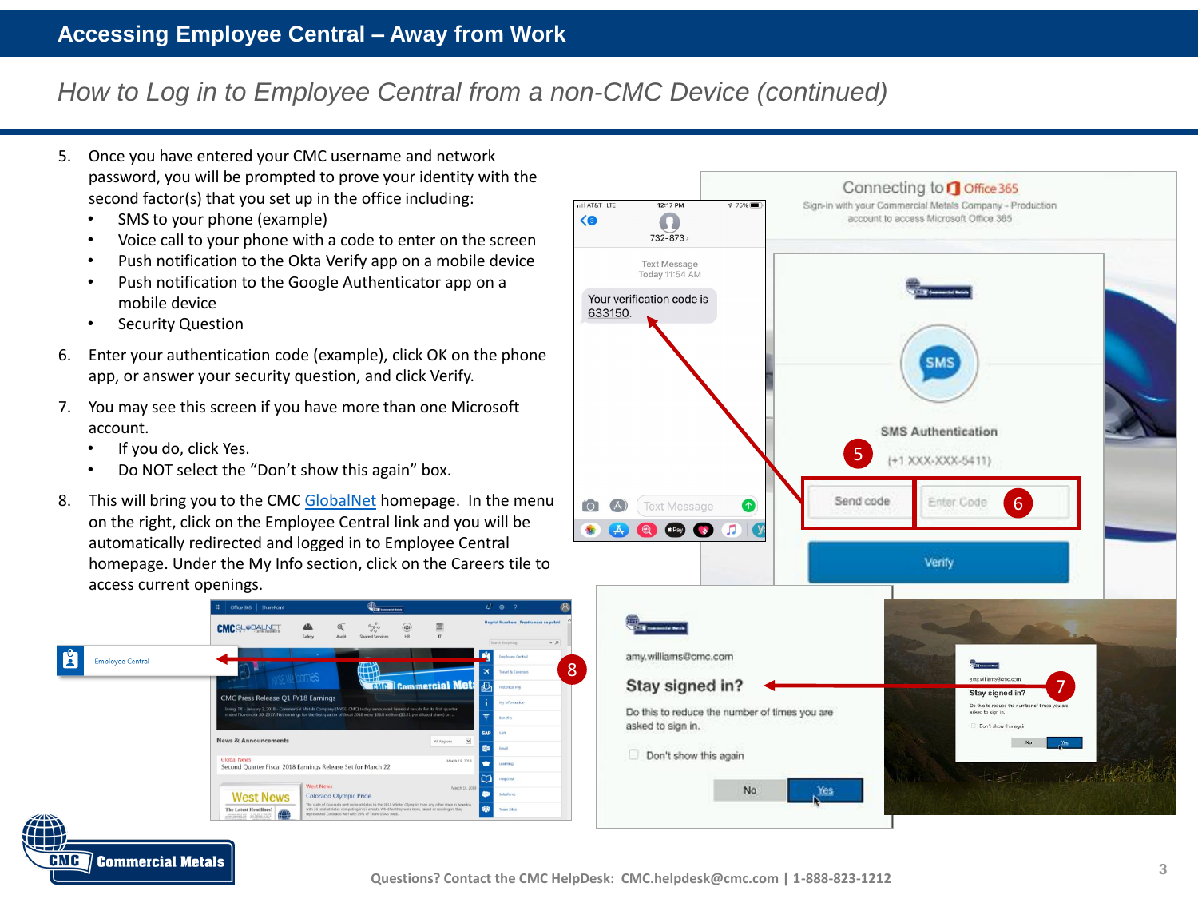# Accessing Employee Central – Away from Work

## *How to Log in to Employee Central from a non-CMC Device (continued)*

5. Once you have entered your CMC username and network password, you will be prompted to prove your identity with the second factor(s) that you set up in the office including:
   - SMS to your phone (example)
   - Voice call to your phone with a code to enter on the screen
   - Push notification to the Okta Verify app on a mobile device
   - Push notification to the Google Authenticator app on a mobile device
   - Security Question
6. Enter your authentication code (example), click OK on the phone app, or answer your security question, and click Verify.
7. You may see this screen if you have more than one Microsoft account.
   - If you do, click Yes.
   - Do NOT select the "Don't show this again" box.
8. This will bring you to the CMC GlobalNet homepage. In the menu on the right, click on the Employee Central link and you will be automatically redirected and logged in to Employee Central homepage. Under the My Info section, click on the Careers tile to access current openings.

Questions? Contact the CMC HelpDesk: CMC.helpdesk@cmc.com | 1-888-823-1212